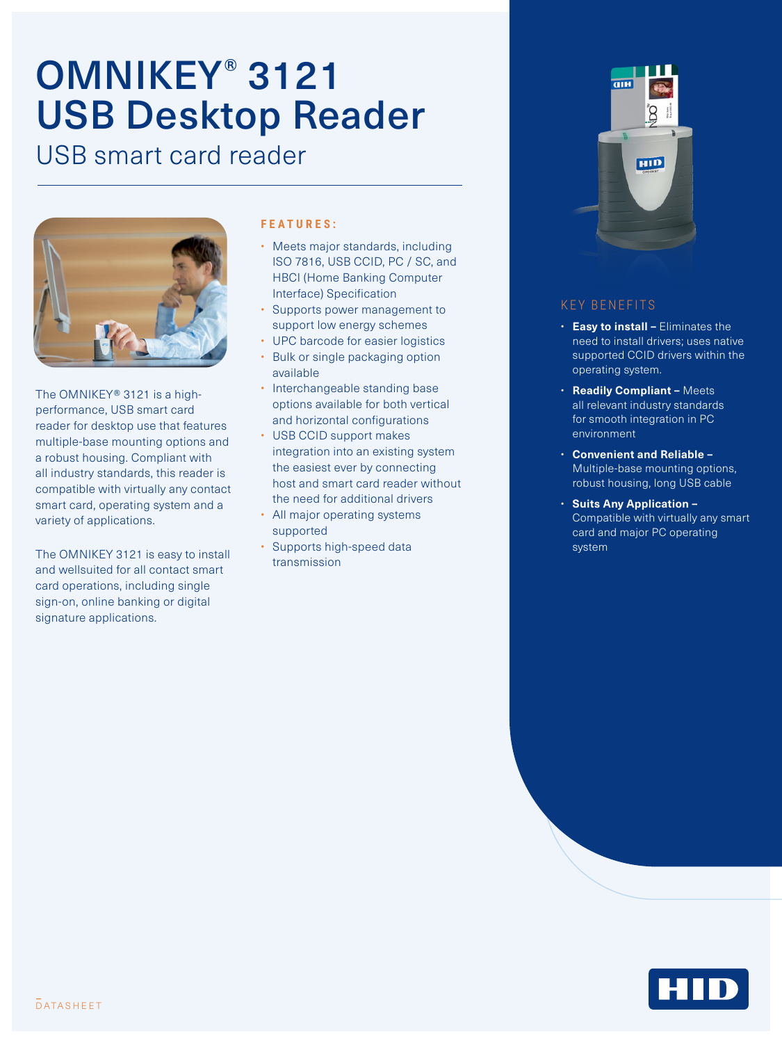# OMNIKEY® 3121 USB Desktop Reader

## USB smart card reader

The OMNIKEY® 3121 is a high-performance, USB smart card reader for desktop use that features multiple-base mounting options and a robust housing. Compliant with all industry standards, this reader is compatible with virtually any contact smart card, operating system and a variety of applications.

The OMNIKEY 3121 is easy to install and wellsuited for all contact smart card operations, including single sign-on, online banking or digital signature applications.

### FEATURES:

- Meets major standards, including ISO 7816, USB CCID, PC / SC, and HBCI (Home Banking Computer Interface) Specification
- Supports power management to support low energy schemes
- UPC barcode for easier logistics
- Bulk or single packaging option available
- Interchangeable standing base options available for both vertical and horizontal configurations
- USB CCID support makes integration into an existing system the easiest ever by connecting host and smart card reader without the need for additional drivers
- All major operating systems supported
- Supports high-speed data transmission

### KEY BENEFITS

- **Easy to install –** Eliminates the need to install drivers; uses native supported CCID drivers within the operating system.
- **Readily Compliant –** Meets all relevant industry standards for smooth integration in PC environment
- **Convenient and Reliable –** Multiple-base mounting options, robust housing, long USB cable
- **Suits Any Application –** Compatible with virtually any smart card and major PC operating system

DATASHEET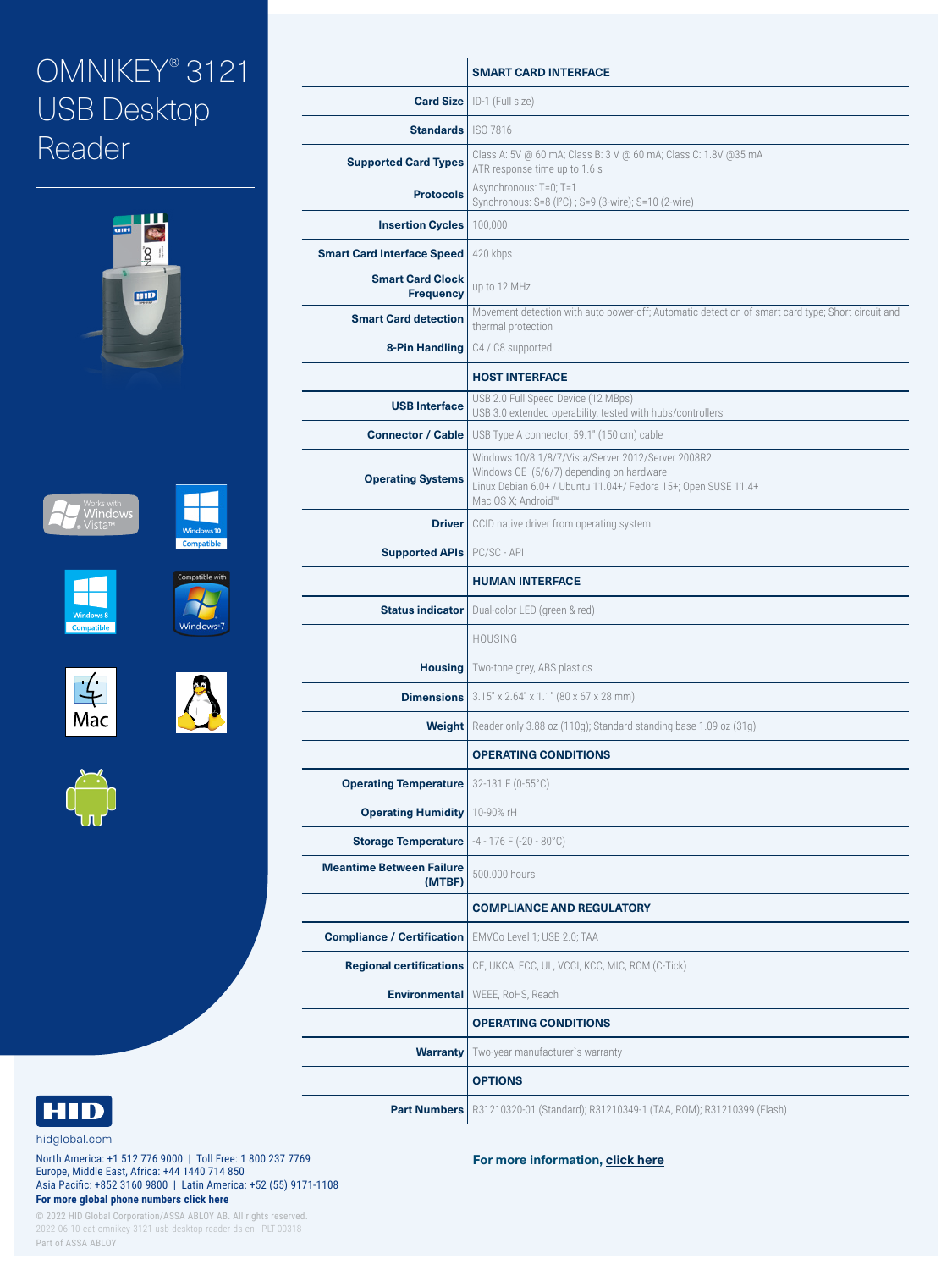# OMNIKEY® 3121 USB Desktop Reader

| | |
|---|---|
| | **SMART CARD INTERFACE** |
| **Card Size** | ID-1 (Full size) |
| **Standards** | ISO 7816 |
| **Supported Card Types** | Class A: 5V @ 60 mA; Class B: 3 V @ 60 mA; Class C: 1.8V @35 mA<br>ATR response time up to 1.6 s |
| **Protocols** | Asynchronous: T=0; T=1<br>Synchronous: S=8 (I²C) ; S=9 (3-wire); S=10 (2-wire) |
| **Insertion Cycles** | 100,000 |
| **Smart Card Interface Speed** | 420 kbps |
| **Smart Card Clock Frequency** | up to 12 MHz |
| **Smart Card detection** | Movement detection with auto power-off; Automatic detection of smart card type; Short circuit and thermal protection |
| **8-Pin Handling** | C4 / C8 supported |
| | **HOST INTERFACE** |
| **USB Interface** | USB 2.0 Full Speed Device (12 MBps)<br>USB 3.0 extended operability, tested with hubs/controllers |
| **Connector / Cable** | USB Type A connector; 59.1" (150 cm) cable |
| **Operating Systems** | Windows 10/8.1/8/7/Vista/Server 2012/Server 2008R2<br>Windows CE (5/6/7) depending on hardware<br>Linux Debian 6.0+ / Ubuntu 11.04+/ Fedora 15+; Open SUSE 11.4+<br>Mac OS X; Android™ |
| **Driver** | CCID native driver from operating system |
| **Supported APIs** | PC/SC - API |
| | **HUMAN INTERFACE** |
| **Status indicator** | Dual-color LED (green & red) |
| | HOUSING |
| **Housing** | Two-tone grey, ABS plastics |
| **Dimensions** | 3.15" x 2.64" x 1.1" (80 x 67 x 28 mm) |
| **Weight** | Reader only 3.88 oz (110g); Standard standing base 1.09 oz (31g) |
| | **OPERATING CONDITIONS** |
| **Operating Temperature** | 32-131 F (0-55°C) |
| **Operating Humidity** | 10-90% rH |
| **Storage Temperature** | -4 - 176 F (-20 - 80°C) |
| **Meantime Between Failure (MTBF)** | 500.000 hours |
| | **COMPLIANCE AND REGULATORY** |
| **Compliance / Certification** | EMVCo Level 1; USB 2.0; TAA |
| **Regional certifications** | CE, UKCA, FCC, UL, VCCI, KCC, MIC, RCM (C-Tick) |
| **Environmental** | WEEE, RoHS, Reach |
| | **OPERATING CONDITIONS** |
| **Warranty** | Two-year manufacturer's warranty |
| | **OPTIONS** |
| **Part Numbers** | R31210320-01 (Standard); R31210349-1 (TAA, ROM); R31210399 (Flash) |

**For more information, click here**

hidglobal.com

North America: +1 512 776 9000 | Toll Free: 1 800 237 7769
Europe, Middle East, Africa: +44 1440 714 850
Asia Pacific: +852 3160 9800 | Latin America: +52 (55) 9171-1108
**For more global phone numbers click here**

© 2022 HID Global Corporation/ASSA ABLOY AB. All rights reserved.
2022-06-10-eat-omnikey-3121-usb-desktop-reader-ds-en PLT-00318
Part of ASSA ABLOY